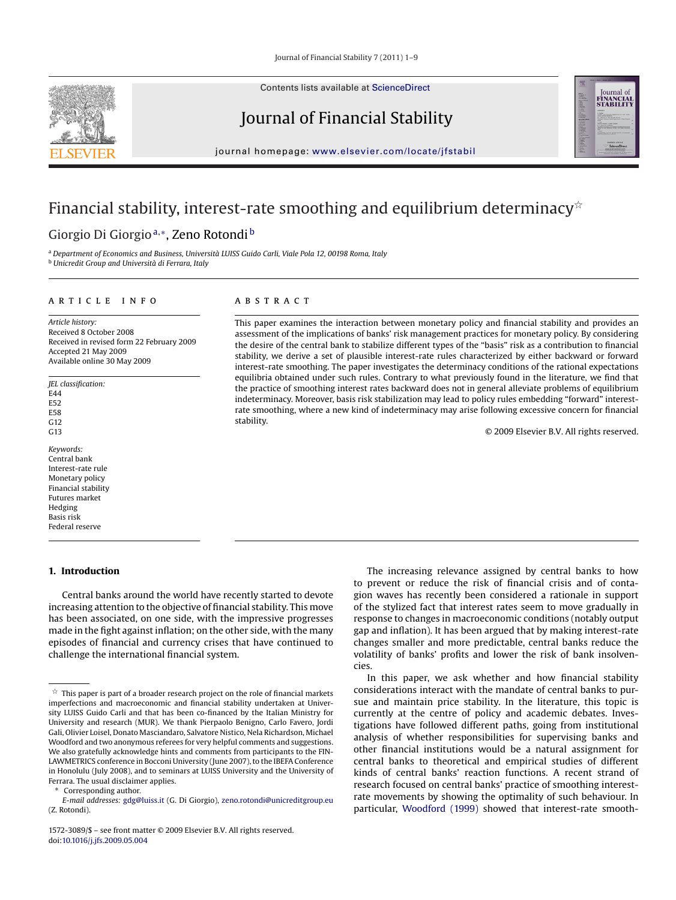# Financial stability, interest-rate smoothing and equilibrium determinacy[☆]

Giorgio Di Giorgio[a,*], Zeno Rotondi[b]

[a] Department of Economics and Business, Università LUISS Guido Carli, Viale Pola 12, 00198 Roma, Italy
[b] Unicredit Group and Università di Ferrara, Italy

## ARTICLE INFO

*Article history:*
Received 8 October 2008
Received in revised form 22 February 2009
Accepted 21 May 2009
Available online 30 May 2009

*JEL classification:*
E44
E52
E58
G12
G13

*Keywords:*
Central bank
Interest-rate rule
Monetary policy
Financial stability
Futures market
Hedging
Basis risk
Federal reserve

## ABSTRACT

This paper examines the interaction between monetary policy and financial stability and provides an assessment of the implications of banks' risk management practices for monetary policy. By considering the desire of the central bank to stabilize different types of the "basis" risk as a contribution to financial stability, we derive a set of plausible interest-rate rules characterized by either backward or forward interest-rate smoothing. The paper investigates the determinacy conditions of the rational expectations equilibria obtained under such rules. Contrary to what previously found in the literature, we find that the practice of smoothing interest rates backward does not in general alleviate problems of equilibrium indeterminacy. Moreover, basis risk stabilization may lead to policy rules embedding "forward" interest-rate smoothing, where a new kind of indeterminacy may arise following excessive concern for financial stability.

© 2009 Elsevier B.V. All rights reserved.

## 1. Introduction

Central banks around the world have recently started to devote increasing attention to the objective of financial stability. This move has been associated, on one side, with the impressive progresses made in the fight against inflation; on the other side, with the many episodes of financial and currency crises that have continued to challenge the international financial system.

The increasing relevance assigned by central banks to how to prevent or reduce the risk of financial crisis and of contagion waves has recently been considered a rationale in support of the stylized fact that interest rates seem to move gradually in response to changes in macroeconomic conditions (notably output gap and inflation). It has been argued that by making interest-rate changes smaller and more predictable, central banks reduce the volatility of banks' profits and lower the risk of bank insolvencies.

In this paper, we ask whether and how financial stability considerations interact with the mandate of central banks to pursue and maintain price stability. In the literature, this topic is currently at the centre of policy and academic debates. Investigations have followed different paths, going from institutional analysis of whether responsibilities for supervising banks and other financial institutions would be a natural assignment for central banks to theoretical and empirical studies of different kinds of central banks' reaction functions. A recent strand of research focused on central banks' practice of smoothing interest-rate movements by showing the optimality of such behaviour. In particular, Woodford (1999) showed that interest-rate smooth-

---

[☆] This paper is part of a broader research project on the role of financial markets imperfections and macroeconomic and financial stability undertaken at University LUISS Guido Carli and that has been co-financed by the Italian Ministry for University and research (MUR). We thank Pierpaolo Benigno, Carlo Favero, Jordi Gali, Olivier Loisel, Donato Masciandaro, Salvatore Nistico, Nela Richardson, Michael Woodford and two anonymous referees for very helpful comments and suggestions. We also gratefully acknowledge hints and comments from participants to the FIN-LAWMETRICS conference in Bocconi University (June 2007), to the IBEFA Conference in Honolulu (July 2008), and to seminars at LUISS University and the University of Ferrara. The usual disclaimer applies.

\* Corresponding author.
*E-mail addresses:* gdg@luiss.it (G. Di Giorgio), zeno.rotondi@unicreditgroup.eu (Z. Rotondi).

1572-3089/$ – see front matter © 2009 Elsevier B.V. All rights reserved.
doi:10.1016/j.jfs.2009.05.004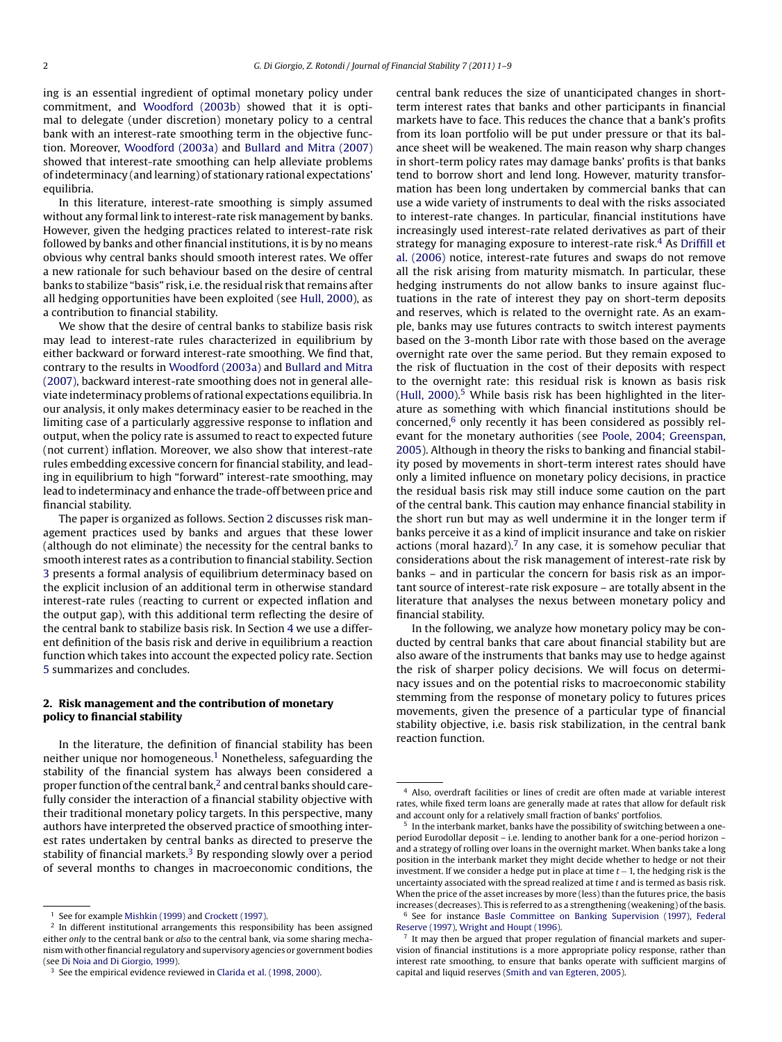ing is an essential ingredient of optimal monetary policy under commitment, and Woodford (2003b) showed that it is optimal to delegate (under discretion) monetary policy to a central bank with an interest-rate smoothing term in the objective function. Moreover, Woodford (2003a) and Bullard and Mitra (2007) showed that interest-rate smoothing can help alleviate problems of indeterminacy (and learning) of stationary rational expectations' equilibria.

In this literature, interest-rate smoothing is simply assumed without any formal link to interest-rate risk management by banks. However, given the hedging practices related to interest-rate risk followed by banks and other financial institutions, it is by no means obvious why central banks should smooth interest rates. We offer a new rationale for such behaviour based on the desire of central banks to stabilize "basis" risk, i.e. the residual risk that remains after all hedging opportunities have been exploited (see Hull, 2000), as a contribution to financial stability.

We show that the desire of central banks to stabilize basis risk may lead to interest-rate rules characterized in equilibrium by either backward or forward interest-rate smoothing. We find that, contrary to the results in Woodford (2003a) and Bullard and Mitra (2007), backward interest-rate smoothing does not in general alleviate indeterminacy problems of rational expectations equilibria. In our analysis, it only makes determinacy easier to be reached in the limiting case of a particularly aggressive response to inflation and output, when the policy rate is assumed to react to expected future (not current) inflation. Moreover, we also show that interest-rate rules embedding excessive concern for financial stability, and leading in equilibrium to high "forward" interest-rate smoothing, may lead to indeterminacy and enhance the trade-off between price and financial stability.

The paper is organized as follows. Section 2 discusses risk management practices used by banks and argues that these lower (although do not eliminate) the necessity for the central banks to smooth interest rates as a contribution to financial stability. Section 3 presents a formal analysis of equilibrium determinacy based on the explicit inclusion of an additional term in otherwise standard interest-rate rules (reacting to current or expected inflation and the output gap), with this additional term reflecting the desire of the central bank to stabilize basis risk. In Section 4 we use a different definition of the basis risk and derive in equilibrium a reaction function which takes into account the expected policy rate. Section 5 summarizes and concludes.

## 2. Risk management and the contribution of monetary policy to financial stability

In the literature, the definition of financial stability has been neither unique nor homogeneous.[1] Nonetheless, safeguarding the stability of the financial system has always been considered a proper function of the central bank,[2] and central banks should carefully consider the interaction of a financial stability objective with their traditional monetary policy targets. In this perspective, many authors have interpreted the observed practice of smoothing interest rates undertaken by central banks as directed to preserve the stability of financial markets.[3] By responding slowly over a period of several months to changes in macroeconomic conditions, the central bank reduces the size of unanticipated changes in short-term interest rates that banks and other participants in financial markets have to face. This reduces the chance that a bank's profits from its loan portfolio will be put under pressure or that its balance sheet will be weakened. The main reason why sharp changes in short-term policy rates may damage banks' profits is that banks tend to borrow short and lend long. However, maturity transformation has been long undertaken by commercial banks that can use a wide variety of instruments to deal with the risks associated to interest-rate changes. In particular, financial institutions have increasingly used interest-rate related derivatives as part of their strategy for managing exposure to interest-rate risk.[4] As Driffill et al. (2006) notice, interest-rate futures and swaps do not remove all the risk arising from maturity mismatch. In particular, these hedging instruments do not allow banks to insure against fluctuations in the rate of interest they pay on short-term deposits and reserves, which is related to the overnight rate. As an example, banks may use futures contracts to switch interest payments based on the 3-month Libor rate with those based on the average overnight rate over the same period. But they remain exposed to the risk of fluctuation in the cost of their deposits with respect to the overnight rate: this residual risk is known as basis risk (Hull, 2000).[5] While basis risk has been highlighted in the literature as something with which financial institutions should be concerned,[6] only recently it has been considered as possibly relevant for the monetary authorities (see Poole, 2004; Greenspan, 2005). Although in theory the risks to banking and financial stability posed by movements in short-term interest rates should have only a limited influence on monetary policy decisions, in practice the residual basis risk may still induce some caution on the part of the central bank. This caution may enhance financial stability in the short run but may as well undermine it in the longer term if banks perceive it as a kind of implicit insurance and take on riskier actions (moral hazard).[7] In any case, it is somehow peculiar that considerations about the risk management of interest-rate risk by banks – and in particular the concern for basis risk as an important source of interest-rate risk exposure – are totally absent in the literature that analyses the nexus between monetary policy and financial stability.

In the following, we analyze how monetary policy may be conducted by central banks that care about financial stability but are also aware of the instruments that banks may use to hedge against the risk of sharper policy decisions. We will focus on determinacy issues and on the potential risks to macroeconomic stability stemming from the response of monetary policy to futures prices movements, given the presence of a particular type of financial stability objective, i.e. basis risk stabilization, in the central bank reaction function.

---

[1] See for example Mishkin (1999) and Crockett (1997).

[2] In different institutional arrangements this responsibility has been assigned either *only* to the central bank or *also* to the central bank, via some sharing mechanism with other financial regulatory and supervisory agencies or government bodies (see Di Noia and Di Giorgio, 1999).

[3] See the empirical evidence reviewed in Clarida et al. (1998, 2000).

[4] Also, overdraft facilities or lines of credit are often made at variable interest rates, while fixed term loans are generally made at rates that allow for default risk and account only for a relatively small fraction of banks' portfolios.

[5] In the interbank market, banks have the possibility of switching between a one-period Eurodollar deposit – i.e. lending to another bank for a one-period horizon – and a strategy of rolling over loans in the overnight market. When banks take a long position in the interbank market they might decide whether to hedge or not their investment. If we consider a hedge put in place at time $t-1$, the hedging risk is the uncertainty associated with the spread realized at time $t$ and is termed as basis risk. When the price of the asset increases by more (less) than the futures price, the basis increases (decreases). This is referred to as a strengthening (weakening) of the basis.

[6] See for instance Basle Committee on Banking Supervision (1997), Federal Reserve (1997), Wright and Houpt (1996).

[7] It may then be argued that proper regulation of financial markets and supervision of financial institutions is a more appropriate policy response, rather than interest rate smoothing, to ensure that banks operate with sufficient margins of capital and liquid reserves (Smith and van Egteren, 2005).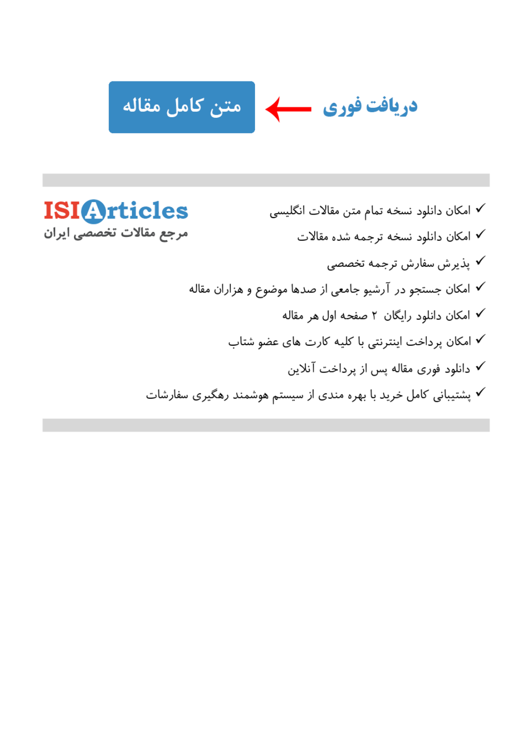دریافت فوری ← متن کامل مقاله

**ISIArticles**
مرجع مقالات تخصصی ایران

- ✓ امکان دانلود نسخه تمام متن مقالات انگلیسی
- ✓ امکان دانلود نسخه ترجمه شده مقالات
- ✓ پذیرش سفارش ترجمه تخصصی
- ✓ امکان جستجو در آرشیو جامعی از صدها موضوع و هزاران مقاله
- ✓ امکان دانلود رایگان ۲ صفحه اول هر مقاله
- ✓ امکان پرداخت اینترنتی با کلیه کارت های عضو شتاب
- ✓ دانلود فوری مقاله پس از پرداخت آنلاین
- ✓ پشتیبانی کامل خرید با بهره مندی از سیستم هوشمند رهگیری سفارشات